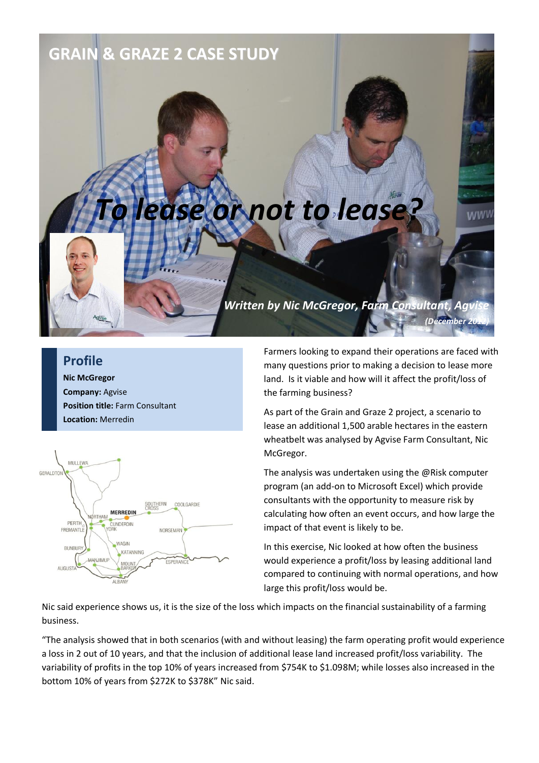# GRAIN & GRAZE 2 CASE STUDY

# *To lease or not to lease?*

***Written by Nic McGregor, Farm Consultant, Agvise***

***(December 2012)***

## Profile

**Nic McGregor**
**Company:** Agvise
**Position title:** Farm Consultant
**Location:** Merredin

Farmers looking to expand their operations are faced with many questions prior to making a decision to lease more land. Is it viable and how will it affect the profit/loss of the farming business?

As part of the Grain and Graze 2 project, a scenario to lease an additional 1,500 arable hectares in the eastern wheatbelt was analysed by Agvise Farm Consultant, Nic McGregor.

The analysis was undertaken using the @Risk computer program (an add-on to Microsoft Excel) which provide consultants with the opportunity to measure risk by calculating how often an event occurs, and how large the impact of that event is likely to be.

In this exercise, Nic looked at how often the business would experience a profit/loss by leasing additional land compared to continuing with normal operations, and how large this profit/loss would be.

Nic said experience shows us, it is the size of the loss which impacts on the financial sustainability of a farming business.

"The analysis showed that in both scenarios (with and without leasing) the farm operating profit would experience a loss in 2 out of 10 years, and that the inclusion of additional lease land increased profit/loss variability. The variability of profits in the top 10% of years increased from $754K to $1.098M; while losses also increased in the bottom 10% of years from $272K to $378K" Nic said.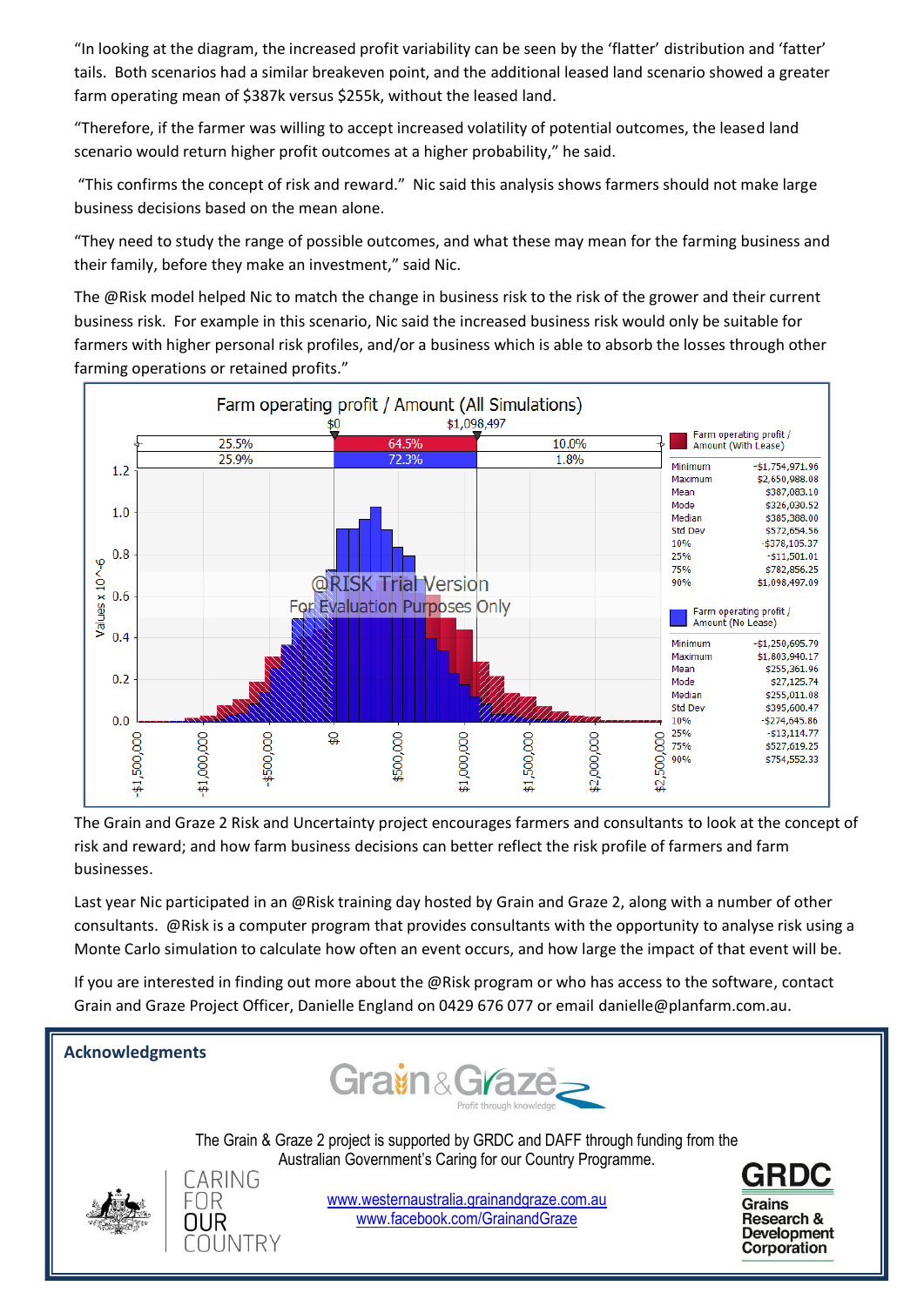"In looking at the diagram, the increased profit variability can be seen by the 'flatter' distribution and 'fatter' tails. Both scenarios had a similar breakeven point, and the additional leased land scenario showed a greater farm operating mean of $387k versus $255k, without the leased land.

"Therefore, if the farmer was willing to accept increased volatility of potential outcomes, the leased land scenario would return higher profit outcomes at a higher probability," he said.

"This confirms the concept of risk and reward." Nic said this analysis shows farmers should not make large business decisions based on the mean alone.

"They need to study the range of possible outcomes, and what these may mean for the farming business and their family, before they make an investment," said Nic.

The @Risk model helped Nic to match the change in business risk to the risk of the grower and their current business risk. For example in this scenario, Nic said the increased business risk would only be suitable for farmers with higher personal risk profiles, and/or a business which is able to absorb the losses through other farming operations or retained profits."

Farm operating profit / Amount (All Simulations)

$0
$1,098,497

25.5% | 64.5% | 10.0%

25.9% | 72.3% | 1.8%

Values x 10^-6

1.2
1.0
0.8
0.6
0.4
0.2
0.0

-$1,500,000
-$1,000,000
-$500,000
$0
$500,000
$1,000,000
$1,500,000
$2,000,000
$2,500,000

@RISK Trial Version
For Evaluation Purposes Only

Farm operating profit / Amount (With Lease)

Minimum -$1,754,971.96
Maximum $2,650,988.08
Mean $387,083.10
Mode $326,030.52
Median $385,388.00
Std Dev $572,654.56
10% -$378,105.37
25% -$11,501.01
75% $782,856.25
90% $1,098,497.09

Farm operating profit / Amount (No Lease)

Minimum -$1,250,695.79
Maximum $1,803,940.17
Mean $255,361.96
Mode $27,125.74
Median $255,011.08
Std Dev $395,600.47
10% -$274,645.86
25% -$13,114.77
75% $527,619.25
90% $754,552.33

The Grain and Graze 2 Risk and Uncertainty project encourages farmers and consultants to look at the concept of risk and reward; and how farm business decisions can better reflect the risk profile of farmers and farm businesses.

Last year Nic participated in an @Risk training day hosted by Grain and Graze 2, along with a number of other consultants. @Risk is a computer program that provides consultants with the opportunity to analyse risk using a Monte Carlo simulation to calculate how often an event occurs, and how large the impact of that event will be.

If you are interested in finding out more about the @Risk program or who has access to the software, contact Grain and Graze Project Officer, Danielle England on 0429 676 077 or email danielle@planfarm.com.au.

**Acknowledgments**

Grain & Graze – Profit through knowledge

The Grain & Graze 2 project is supported by GRDC and DAFF through funding from the Australian Government's Caring for our Country Programme.

CARING FOR OUR COUNTRY

www.westernaustralia.grainandgraze.com.au
www.facebook.com/GrainandGraze

GRDC Grains Research & Development Corporation